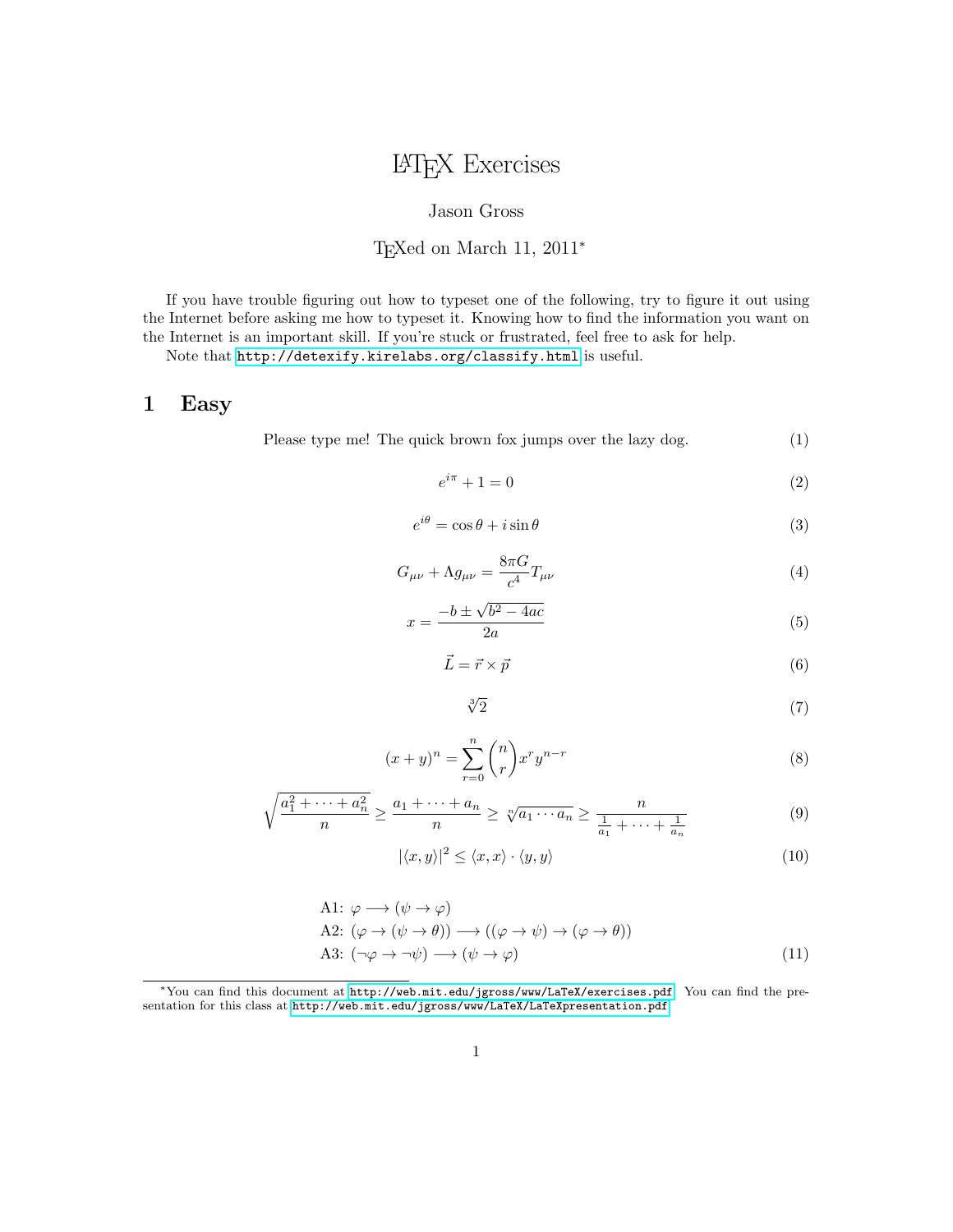# LaTeX Exercises

Jason Gross

TeXed on March 11, 2011*

If you have trouble figuring out how to typeset one of the following, try to figure it out using the Internet before asking me how to typeset it. Knowing how to find the information you want on the Internet is an important skill. If you're stuck or frustrated, feel free to ask for help.

Note that `http://detexify.kirelabs.org/classify.html` is useful.

## 1 Easy

Please type me! The quick brown fox jumps over the lazy dog. (1)

$$e^{i\pi} + 1 = 0 \tag{2}$$

$$e^{i\theta} = \cos\theta + i\sin\theta \tag{3}$$

$$G_{\mu\nu} + \Lambda g_{\mu\nu} = \frac{8\pi G}{c^4} T_{\mu\nu} \tag{4}$$

$$x = \frac{-b \pm \sqrt{b^2 - 4ac}}{2a} \tag{5}$$

$$\vec{L} = \vec{r} \times \vec{p} \tag{6}$$

$$\sqrt[3]{2} \tag{7}$$

$$(x+y)^n = \sum_{r=0}^{n} \binom{n}{r} x^r y^{n-r} \tag{8}$$

$$\sqrt{\frac{a_1^2 + \cdots + a_n^2}{n}} \geq \frac{a_1 + \cdots + a_n}{n} \geq \sqrt[n]{a_1 \cdots a_n} \geq \frac{n}{\frac{1}{a_1} + \cdots + \frac{1}{a_n}} \tag{9}$$

$$|\langle x, y \rangle|^2 \leq \langle x, x \rangle \cdot \langle y, y \rangle \tag{10}$$

$$\begin{aligned}
&\text{A1: } \varphi \longrightarrow (\psi \to \varphi) \\
&\text{A2: } (\varphi \to (\psi \to \theta)) \longrightarrow ((\varphi \to \psi) \to (\varphi \to \theta)) \\
&\text{A3: } (\neg\varphi \to \neg\psi) \longrightarrow (\psi \to \varphi)
\end{aligned} \tag{11}$$

---

*You can find this document at `http://web.mit.edu/jgross/www/LaTeX/exercises.pdf`. You can find the presentation for this class at `http://web.mit.edu/jgross/www/LaTeX/LaTeXpresentation.pdf`.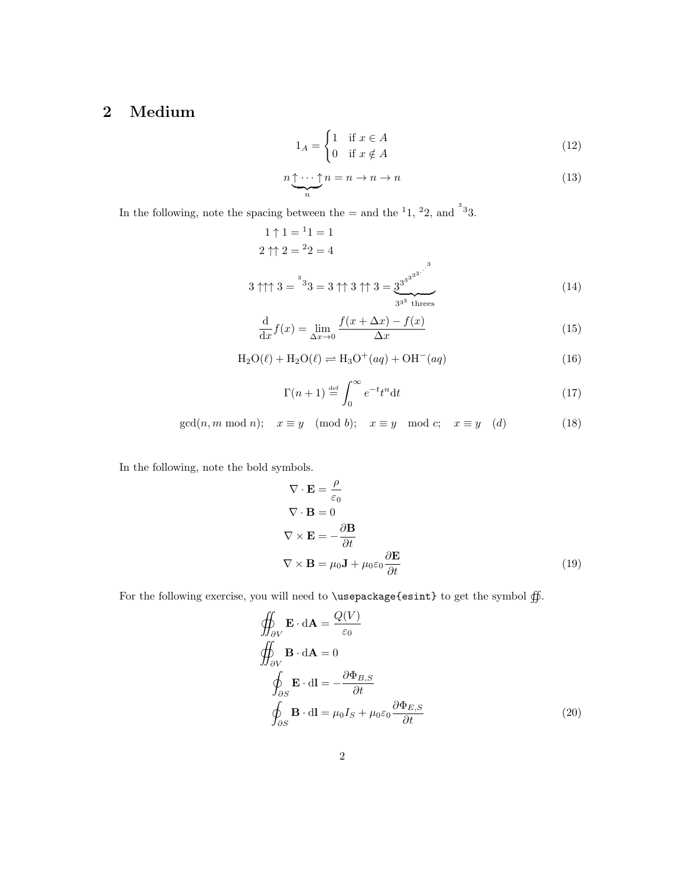## 2 Medium

$$1_A = \begin{cases} 1 & \text{if } x \in A \\ 0 & \text{if } x \notin A \end{cases} \tag{12}$$

$$n \underbrace{\uparrow \cdots \uparrow}_{n} n = n \to n \to n \tag{13}$$

In the following, note the spacing between the $=$ and the ${}^{1}1$, ${}^{2}2$, and ${}^{^{3}3}3$.

$$\begin{aligned} 1 \uparrow 1 &= {}^{1}1 = 1 \\ 2 \uparrow\uparrow 2 &= {}^{2}2 = 4 \\ 3 \uparrow\uparrow\uparrow 3 &= {}^{^{3}3}3 = 3 \uparrow\uparrow 3 \uparrow\uparrow 3 = \underbrace{3^{3^{3^{3^{3^{3^{3^{\cdot^{\cdot^{\cdot^{3}}}}}}}}}}}_{3^{3^3} \text{ threes}} \end{aligned} \tag{14}$$

$$\frac{\mathrm{d}}{\mathrm{d}x} f(x) = \lim_{\Delta x \to 0} \frac{f(x + \Delta x) - f(x)}{\Delta x} \tag{15}$$

$$\mathrm{H_2O}(\ell) + \mathrm{H_2O}(\ell) \rightleftharpoons \mathrm{H_3O^+}(aq) + \mathrm{OH^-}(aq) \tag{16}$$

$$\Gamma(n+1) \stackrel{\text{def}}{=} \int_0^\infty e^{-t} t^n \mathrm{d}t \tag{17}$$

$$\gcd(n, m \bmod n); \quad x \equiv y \pmod{b}; \quad x \equiv y \mod c; \quad x \equiv y \pod{d} \tag{18}$$

In the following, note the bold symbols.

$$\begin{aligned} \nabla \cdot \mathbf{E} &= \frac{\rho}{\varepsilon_0} \\ \nabla \cdot \mathbf{B} &= 0 \\ \nabla \times \mathbf{E} &= -\frac{\partial \mathbf{B}}{\partial t} \\ \nabla \times \mathbf{B} &= \mu_0 \mathbf{J} + \mu_0 \varepsilon_0 \frac{\partial \mathbf{E}}{\partial t} \end{aligned} \tag{19}$$

For the following exercise, you will need to `\usepackage{esint}` to get the symbol $\oiint$.

$$\begin{aligned} \oiint_{\partial V} \mathbf{E} \cdot \mathrm{d}\mathbf{A} &= \frac{Q(V)}{\varepsilon_0} \\ \oiint_{\partial V} \mathbf{B} \cdot \mathrm{d}\mathbf{A} &= 0 \\ \oint_{\partial S} \mathbf{E} \cdot \mathrm{d}\mathbf{l} &= -\frac{\partial \Phi_{B,S}}{\partial t} \\ \oint_{\partial S} \mathbf{B} \cdot \mathrm{d}\mathbf{l} &= \mu_0 I_S + \mu_0 \varepsilon_0 \frac{\partial \Phi_{E,S}}{\partial t} \end{aligned} \tag{20}$$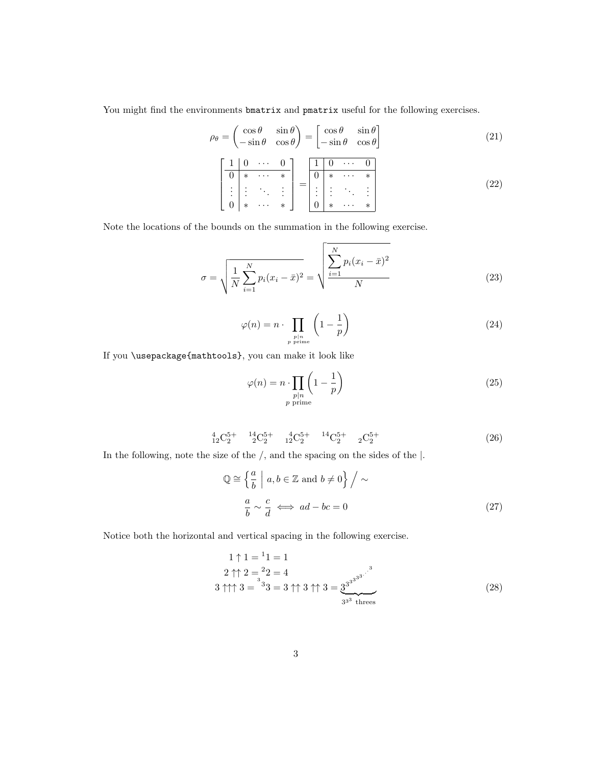You might find the environments `bmatrix` and `pmatrix` useful for the following exercises.

$$\rho_\theta = \begin{pmatrix} \cos\theta & \sin\theta \\ -\sin\theta & \cos\theta \end{pmatrix} = \begin{bmatrix} \cos\theta & \sin\theta \\ -\sin\theta & \cos\theta \end{bmatrix} \tag{21}$$

$$\left[\begin{array}{c|ccc} 1 & 0 & \cdots & 0 \\ \hline 0 & * & \cdots & * \\ \vdots & \vdots & \ddots & \vdots \\ 0 & * & \cdots & * \end{array}\right] = \begin{array}{|c|ccc|} \hline 1 & 0 & \cdots & 0 \\ \hline 0 & * & \cdots & * \\ \vdots & \vdots & \ddots & \vdots \\ 0 & * & \cdots & * \\ \hline \end{array} \tag{22}$$

Note the locations of the bounds on the summation in the following exercise.

$$\sigma = \sqrt{\frac{1}{N}\sum_{i=1}^{N} p_i (x_i - \bar{x})^2} = \sqrt{\frac{\displaystyle\sum_{i=1}^{N} p_i (x_i - \bar{x})^2}{N}} \tag{23}$$

$$\varphi(n) = n \cdot \prod_{\substack{p \mid n \\ p \text{ prime}}} \left(1 - \frac{1}{p}\right) \tag{24}$$

If you `\usepackage{mathtools}`, you can make it look like

$$\varphi(n) = n \cdot \prod_{\substack{p \mid n \\ p \text{ prime}}} \left(1 - \frac{1}{p}\right) \tag{25}$$

$${}^{4}_{12}\mathrm{C}^{5+}_{2} \quad {}^{14}_{2}\mathrm{C}^{5+}_{2} \quad {}^{4}_{12}\mathrm{C}^{5+}_{2} \quad {}^{14}\mathrm{C}^{5+}_{2} \quad {}_{2}\mathrm{C}^{5+}_{2} \tag{26}$$

In the following, note the size of the /, and the spacing on the sides of the |.

$$\mathbb{Q} \cong \left\{ \frac{a}{b} \;\middle|\; a, b \in \mathbb{Z} \text{ and } b \neq 0 \right\} \Big/ \sim$$

$$\frac{a}{b} \sim \frac{c}{d} \iff ad - bc = 0 \tag{27}$$

Notice both the horizontal and vertical spacing in the following exercise.

$$\begin{aligned} 1 \uparrow 1 &= {}^{1}1 = 1 \\ 2 \uparrow\uparrow 2 &= {}^{2}2 = 4 \\ 3 \uparrow\uparrow\uparrow 3 &= {}^{{}^{3}3}3 = 3 \uparrow\uparrow 3 \uparrow\uparrow 3 = \underbrace{3^{3^{3^{3^{3^{3^{\cdot^{\cdot^{\cdot^{3}}}}}}}}}}_{3^{3^3} \text{ threes}} \end{aligned} \tag{28}$$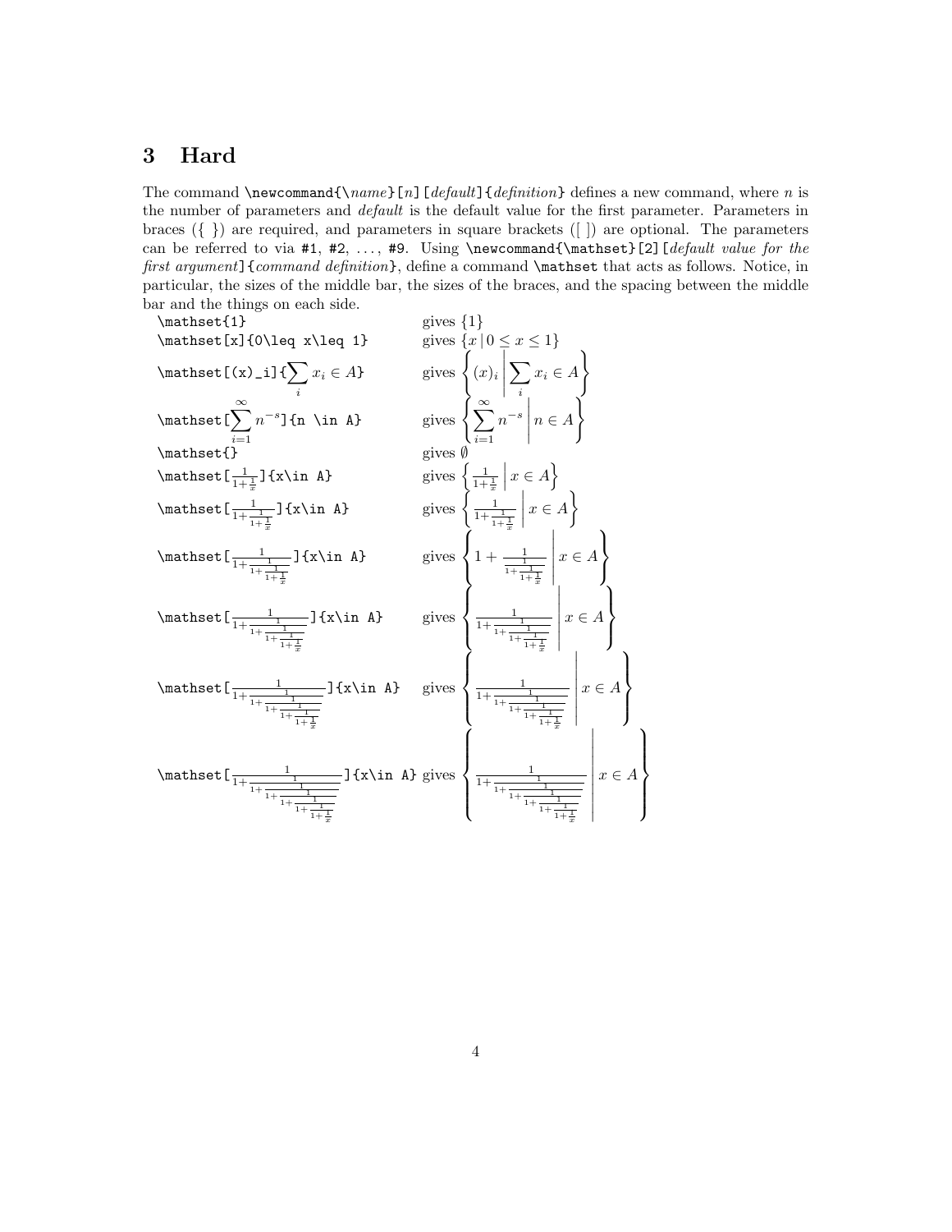## 3 Hard

The command `\newcommand{\`*name*`}[`*n*`][`*default*`]{`*definition*`}` defines a new command, where $n$ is the number of parameters and *default* is the default value for the first parameter. Parameters in braces ({ }) are required, and parameters in square brackets ([ ]) are optional. The parameters can be referred to via `#1`, `#2`, ..., `#9`. Using `\newcommand{\mathset}[2][`*default value for the first argument*`]{`*command definition*`}`, define a command `\mathset` that acts as follows. Notice, in particular, the sizes of the middle bar, the sizes of the braces, and the spacing between the middle bar and the things on each side.

| Input | Output |
|---|---|
| `\mathset{1}` | gives $\{1\}$ |
| `\mathset[x]{0\leq x\leq 1}` | gives $\{x \,\|\, 0 \leq x \leq 1\}$ |
| `\mathset[(x)_i]{`$\sum_i x_i \in A$`}` | gives $\left\{ (x)_i \;\middle\|\; \sum_i x_i \in A \right\}$ |
| `\mathset[`$\sum_{i=1}^{\infty} n^{-s}$`]{n \in A}` | gives $\left\{ \sum_{i=1}^{\infty} n^{-s} \;\middle\|\; n \in A \right\}$ |
| `\mathset{}` | gives $\emptyset$ |
| `\mathset[`$\frac{1}{1+\frac{1}{x}}$`]{x\in A}` | gives $\left\{ \frac{1}{1+\frac{1}{x}} \;\middle\|\; x \in A \right\}$ |
| `\mathset[`$\frac{1}{1+\frac{1}{1+\frac{1}{x}}}$`]{x\in A}` | gives $\left\{ \frac{1}{1+\frac{1}{1+\frac{1}{x}}} \;\middle\|\; x \in A \right\}$ |
| `\mathset[`$\frac{1}{1+\frac{1}{1+\frac{1}{1+\frac{1}{x}}}}$`]{x\in A}` | gives $\left\{ 1 + \frac{1}{\frac{1}{1+\frac{1}{1+\frac{1}{x}}}} \;\middle\|\; x \in A \right\}$ |
| `\mathset[`$\frac{1}{1+\frac{1}{1+\frac{1}{1+\frac{1}{1+\frac{1}{x}}}}}$`]{x\in A}` | gives $\left\{ \frac{1}{1+\frac{1}{1+\frac{1}{1+\frac{1}{1+\frac{1}{x}}}}} \;\middle\|\; x \in A \right\}$ |
| `\mathset[`$\frac{1}{1+\frac{1}{1+\frac{1}{1+\frac{1}{1+\frac{1}{1+\frac{1}{x}}}}}}$`]{x\in A}` | gives $\left\{ \frac{1}{1+\frac{1}{1+\frac{1}{1+\frac{1}{1+\frac{1}{1+\frac{1}{x}}}}}} \;\middle\|\; x \in A \right\}$ |
| `\mathset[`$\frac{1}{1+\frac{1}{1+\frac{1}{1+\frac{1}{1+\frac{1}{1+\frac{1}{1+\frac{1}{x}}}}}}}$`]{x\in A}` | gives $\left\{ \frac{1}{1+\frac{1}{1+\frac{1}{1+\frac{1}{1+\frac{1}{1+\frac{1}{1+\frac{1}{x}}}}}}} \;\middle\|\; x \in A \right\}$ |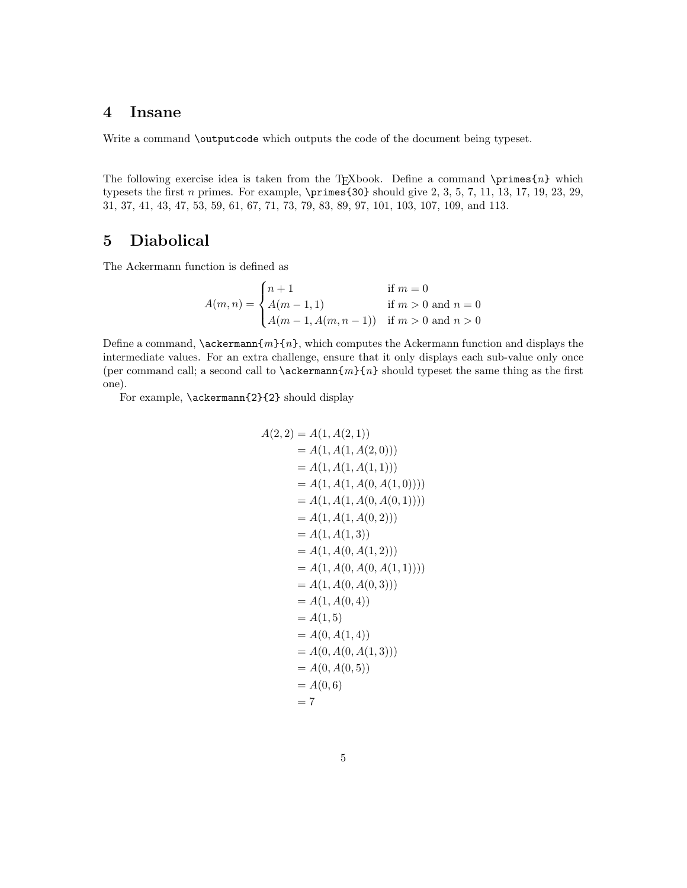## 4 Insane

Write a command `\outputcode` which outputs the code of the document being typeset.

The following exercise idea is taken from the TEXbook. Define a command `\primes{`$n$`}` which typesets the first $n$ primes. For example, `\primes{30}` should give 2, 3, 5, 7, 11, 13, 17, 19, 23, 29, 31, 37, 41, 43, 47, 53, 59, 61, 67, 71, 73, 79, 83, 89, 97, 101, 103, 107, 109, and 113.

## 5 Diabolical

The Ackermann function is defined as

$$A(m,n) = \begin{cases} n+1 & \text{if } m = 0 \\ A(m-1,1) & \text{if } m > 0 \text{ and } n = 0 \\ A(m-1, A(m, n-1)) & \text{if } m > 0 \text{ and } n > 0 \end{cases}$$

Define a command, `\ackermann{`$m$`}{`$n$`}`, which computes the Ackermann function and displays the intermediate values. For an extra challenge, ensure that it only displays each sub-value only once (per command call; a second call to `\ackermann{`$m$`}{`$n$`}` should typeset the same thing as the first one).

For example, `\ackermann{2}{2}` should display

$$\begin{aligned}
A(2,2) &= A(1, A(2,1)) \\
&= A(1, A(1, A(2,0))) \\
&= A(1, A(1, A(1,1))) \\
&= A(1, A(1, A(0, A(1,0)))) \\
&= A(1, A(1, A(0, A(0,1)))) \\
&= A(1, A(1, A(0,2))) \\
&= A(1, A(1,3)) \\
&= A(1, A(0, A(1,2))) \\
&= A(1, A(0, A(0, A(1,1)))) \\
&= A(1, A(0, A(0,3))) \\
&= A(1, A(0,4)) \\
&= A(1,5) \\
&= A(0, A(1,4)) \\
&= A(0, A(0, A(1,3))) \\
&= A(0, A(0,5)) \\
&= A(0,6) \\
&= 7
\end{aligned}$$